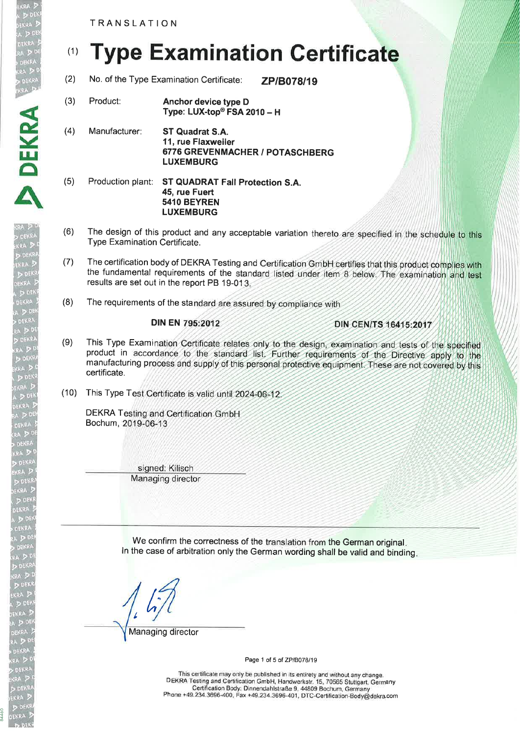TRANSLATION

# (1) Type Examination Certificate

(2) No. of the Type Examination Certificate: **ZP/B078/19**

(3) Product: **Anchor device type D**
**Type: LUX-top® FSA 2010 – H**

(4) Manufacturer: **ST Quadrat S.A.**
**11, rue Flaxweiler**
**6776 GREVENMACHER / POTASCHBERG**
**LUXEMBURG**

(5) Production plant: **ST QUADRAT Fall Protection S.A.**
**45, rue Fuert**
**5410 BEYREN**
**LUXEMBURG**

(6) The design of this product and any acceptable variation thereto are specified in the schedule to this Type Examination Certificate.

(7) The certification body of DEKRA Testing and Certification GmbH certifies that this product complies with the fundamental requirements of the standard listed under item 8 below. The examination and test results are set out in the report PB 19-013.

(8) The requirements of the standard are assured by compliance with

**DIN EN 795:2012** **DIN CEN/TS 16415:2017**

(9) This Type Examination Certificate relates only to the design, examination and tests of the specified product in accordance to the standard list. Further requirements of the Directive apply to the manufacturing process and supply of this personal protective equipment. These are not covered by this certificate.

(10) This Type Test Certificate is valid until 2024-06-12.

DEKRA Testing and Certification GmbH
Bochum, 2019-06-13

signed: Kilisch
Managing director

---

We confirm the correctness of the translation from the German original.
In the case of arbitration only the German wording shall be valid and binding.

Managing director

This certificate may only be published in its entirety and without any change.
DEKRA Testing and Certification GmbH, Handwerkstr. 15, 70565 Stuttgart, Germany
Certification Body: Dinnendahlstraße 9, 44809 Bochum, Germany
Phone +49.234.3696-400, Fax +49.234.3696-401, DTC-Certification-Body@dekra.com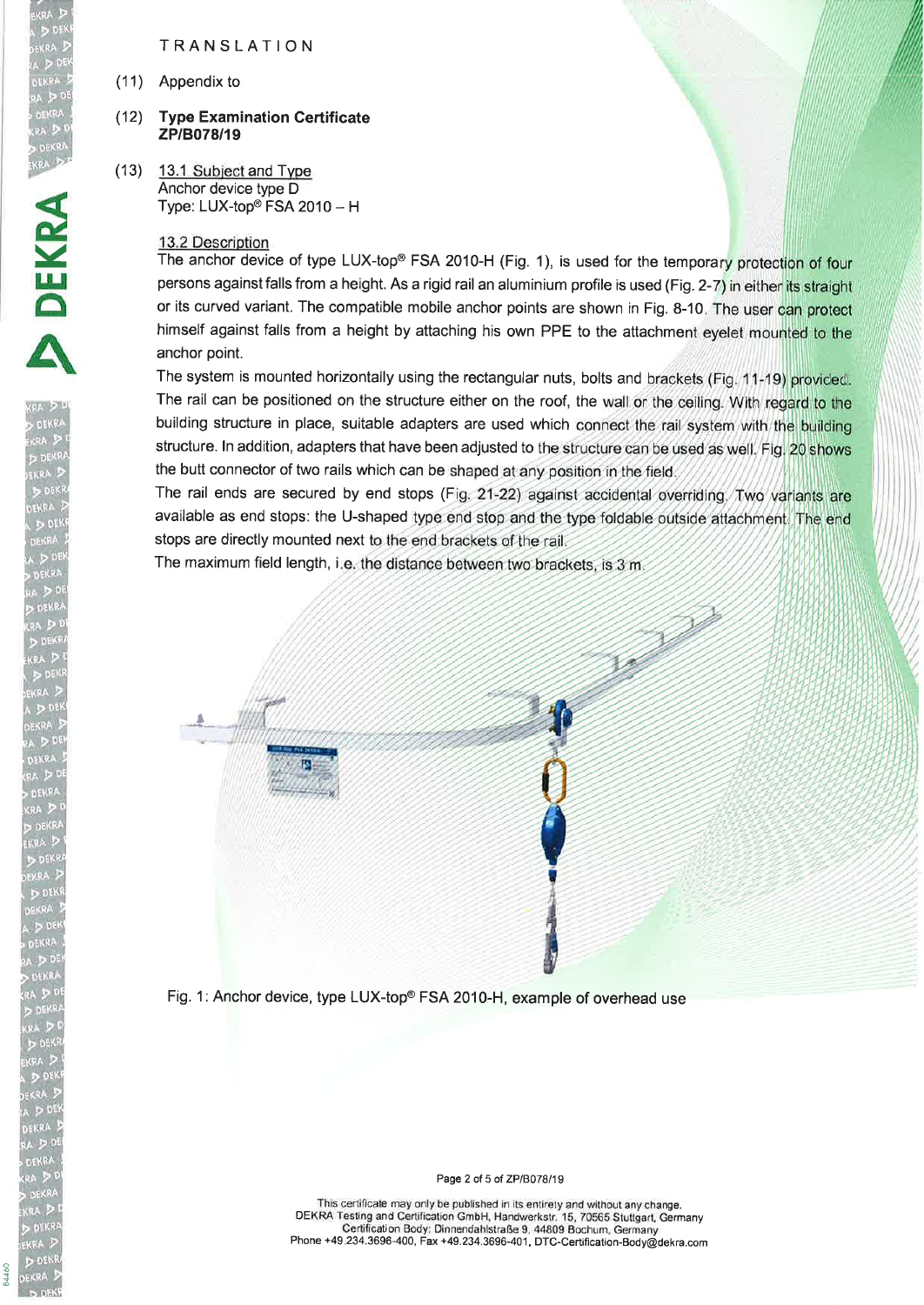TRANSLATION

(11) Appendix to

(12) **Type Examination Certificate ZP/B078/19**

(13) 13.1 Subject and Type

Anchor device type D

Type: LUX-top® FSA 2010 – H

13.2 Description

The anchor device of type LUX-top® FSA 2010-H (Fig. 1), is used for the temporary protection of four persons against falls from a height. As a rigid rail an aluminium profile is used (Fig. 2-7) in either its straight or its curved variant. The compatible mobile anchor points are shown in Fig. 8-10. The user can protect himself against falls from a height by attaching his own PPE to the attachment eyelet mounted to the anchor point.

The system is mounted horizontally using the rectangular nuts, bolts and brackets (Fig. 11-19) provided. The rail can be positioned on the structure either on the roof, the wall or the ceiling. With regard to the building structure in place, suitable adapters are used which connect the rail system with the building structure. In addition, adapters that have been adjusted to the structure can be used as well. Fig. 20 shows the butt connector of two rails which can be shaped at any position in the field.

The rail ends are secured by end stops (Fig. 21-22) against accidental overriding. Two variants are available as end stops: the U-shaped type end stop and the type foldable outside attachment. The end stops are directly mounted next to the end brackets of the rail.

The maximum field length, i.e. the distance between two brackets, is 3 m.

Fig. 1: Anchor device, type LUX-top® FSA 2010-H, example of overhead use

This certificate may only be published in its entirety and without any change.
DEKRA Testing and Certification GmbH, Handwerkstr. 15, 70565 Stuttgart, Germany
Certification Body: Dinnendahlstraße 9, 44809 Bochum, Germany
Phone +49.234.3696-400, Fax +49.234.3696-401, DTC-Certification-Body@dekra.com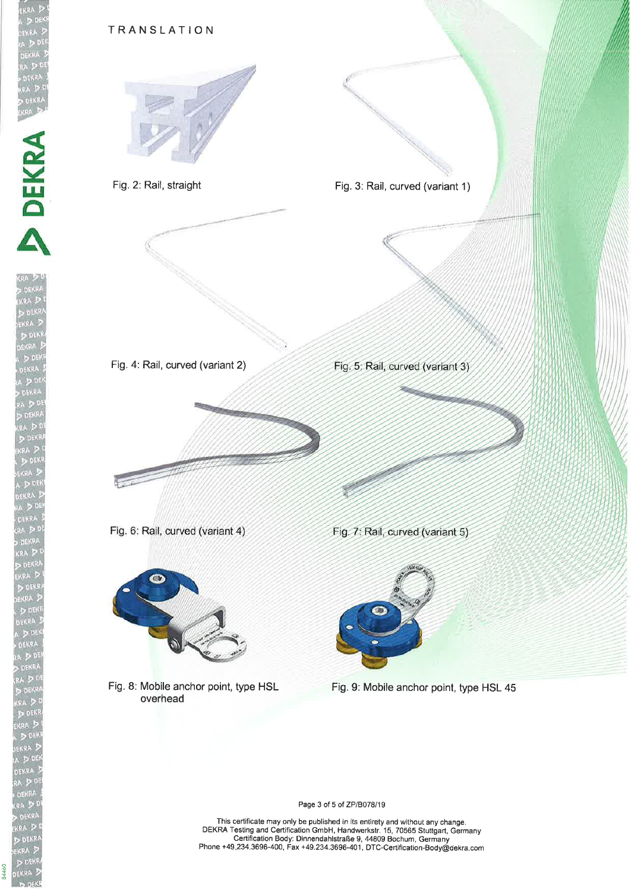TRANSLATION

Fig. 2: Rail, straight

Fig. 3: Rail, curved (variant 1)

Fig. 4: Rail, curved (variant 2)

Fig. 5: Rail, curved (variant 3)

Fig. 6: Rail, curved (variant 4)

Fig. 7: Rail, curved (variant 5)

Fig. 8: Mobile anchor point, type HSL overhead

Fig. 9: Mobile anchor point, type HSL 45

This certificate may only be published in its entirety and without any change.
DEKRA Testing and Certification GmbH, Handwerkstr. 15, 70565 Stuttgart, Germany
Certification Body: Dinnendahlstraße 9, 44809 Bochum, Germany
Phone +49.234.3696-400, Fax +49.234.3696-401, DTC-Certification-Body@dekra.com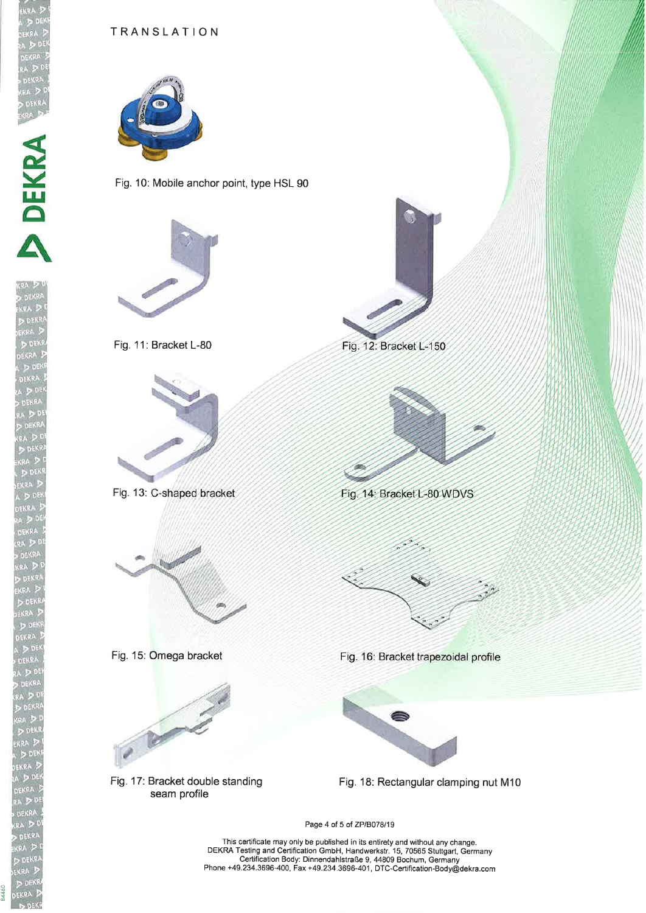TRANSLATION

Fig. 10: Mobile anchor point, type HSL 90

Fig. 11: Bracket L-80

Fig. 12: Bracket L-150

Fig. 13: C-shaped bracket

Fig. 14: Bracket L-80 WDVS

Fig. 15: Omega bracket

Fig. 16: Bracket trapezoidal profile

Fig. 17: Bracket double standing seam profile

Fig. 18: Rectangular clamping nut M10

This certificate may only be published in its entirety and without any change.
DEKRA Testing and Certification GmbH, Handwerkstr. 15, 70565 Stuttgart, Germany
Certification Body: Dinnendahlstraße 9, 44809 Bochum, Germany
Phone +49.234.3696-400, Fax +49.234.3696-401, DTC-Certification-Body@dekra.com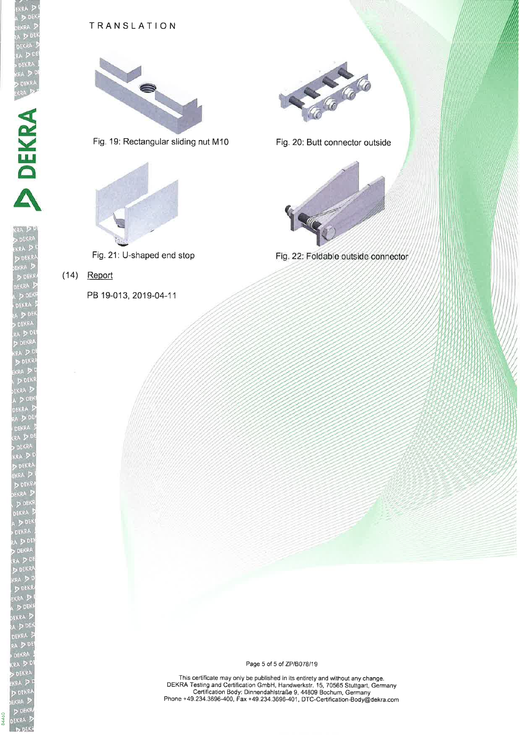TRANSLATION

Fig. 19: Rectangular sliding nut M10

Fig. 20: Butt connector outside

Fig. 21: U-shaped end stop

Fig. 22: Foldable outside connector

(14) Report

PB 19-013, 2019-04-11

This certificate may only be published in its entirety and without any change.
DEKRA Testing and Certification GmbH, Handwerkstr. 15, 70565 Stuttgart, Germany
Certification Body: Dinnendahlstraße 9, 44809 Bochum, Germany
Phone +49.234.3696-400, Fax +49.234.3696-401, DTC-Certification-Body@dekra.com